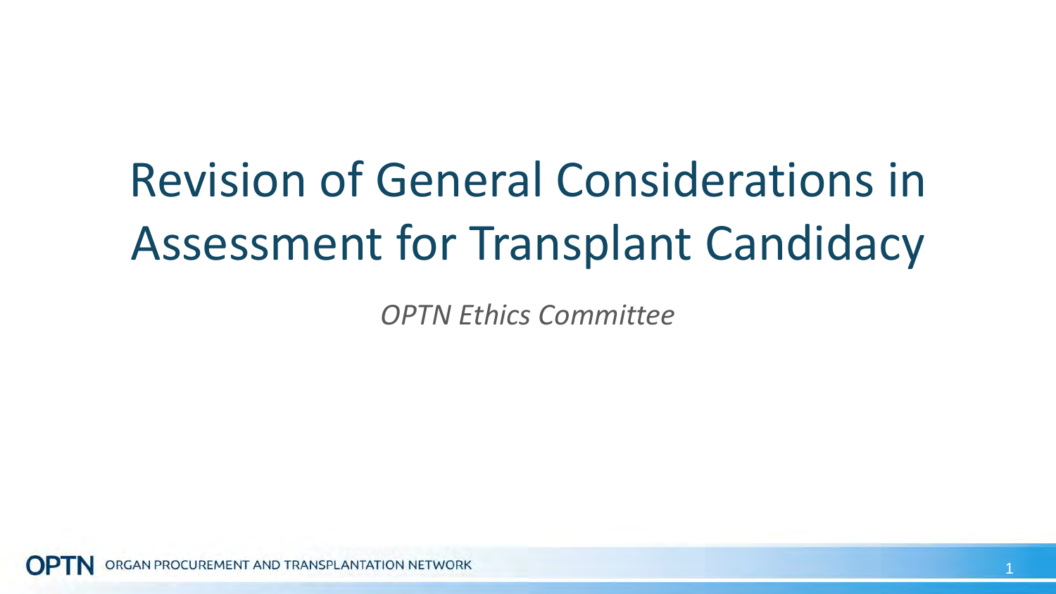# Revision of General Considerations in Assessment for Transplant Candidacy

*OPTN Ethics Committee*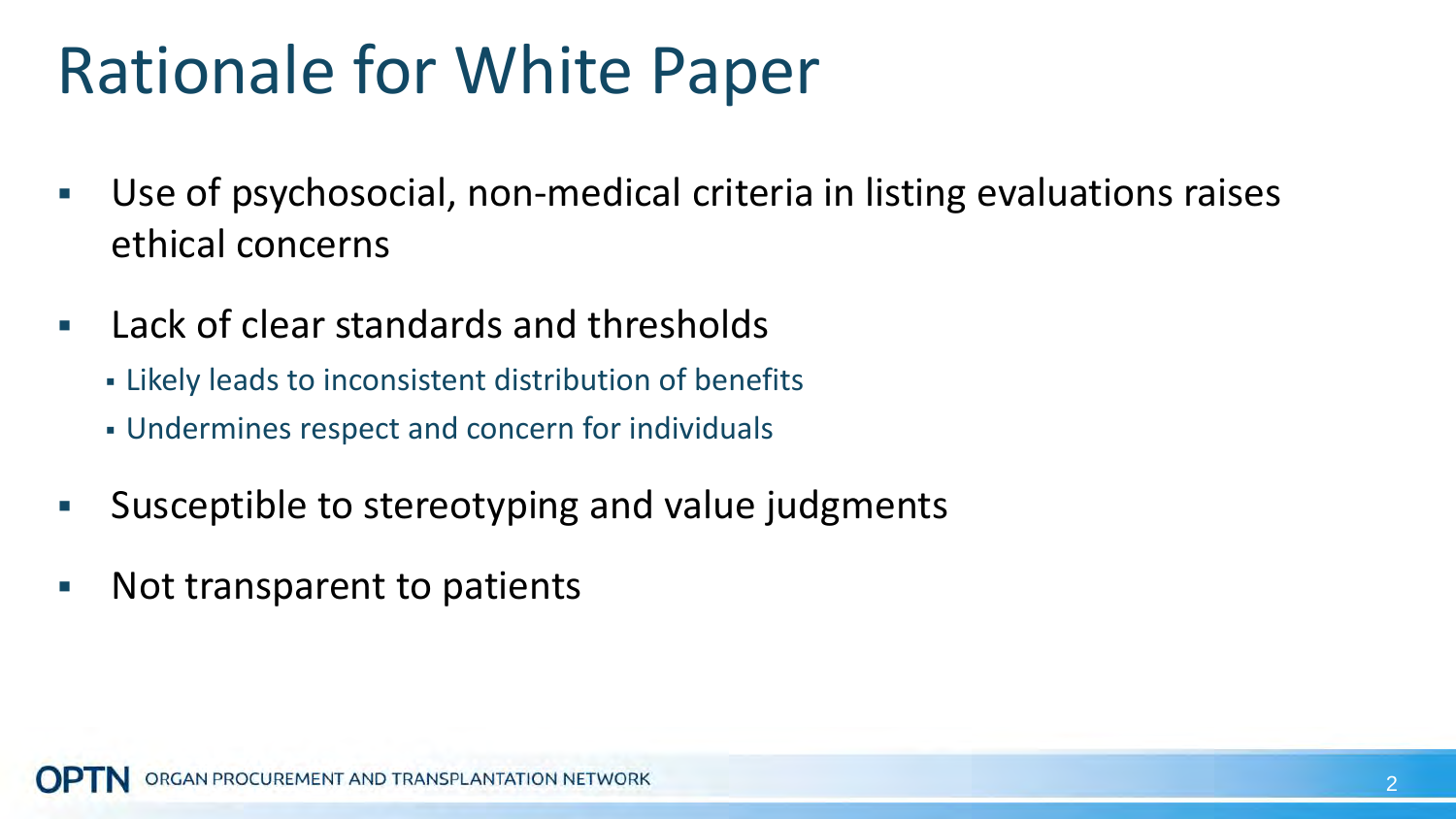# Rationale for White Paper

- Use of psychosocial, non-medical criteria in listing evaluations raises ethical concerns
- Lack of clear standards and thresholds
  - Likely leads to inconsistent distribution of benefits
  - Undermines respect and concern for individuals
- Susceptible to stereotyping and value judgments
- Not transparent to patients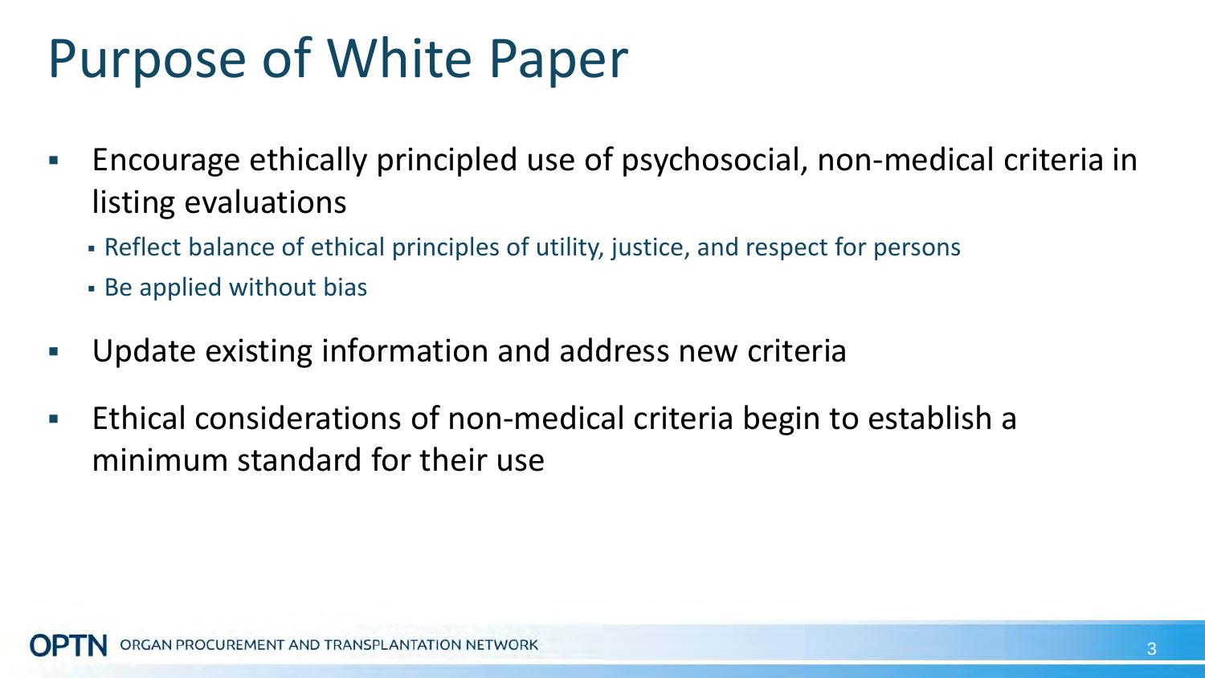# Purpose of White Paper

- Encourage ethically principled use of psychosocial, non-medical criteria in listing evaluations
  - Reflect balance of ethical principles of utility, justice, and respect for persons
  - Be applied without bias
- Update existing information and address new criteria
- Ethical considerations of non-medical criteria begin to establish a minimum standard for their use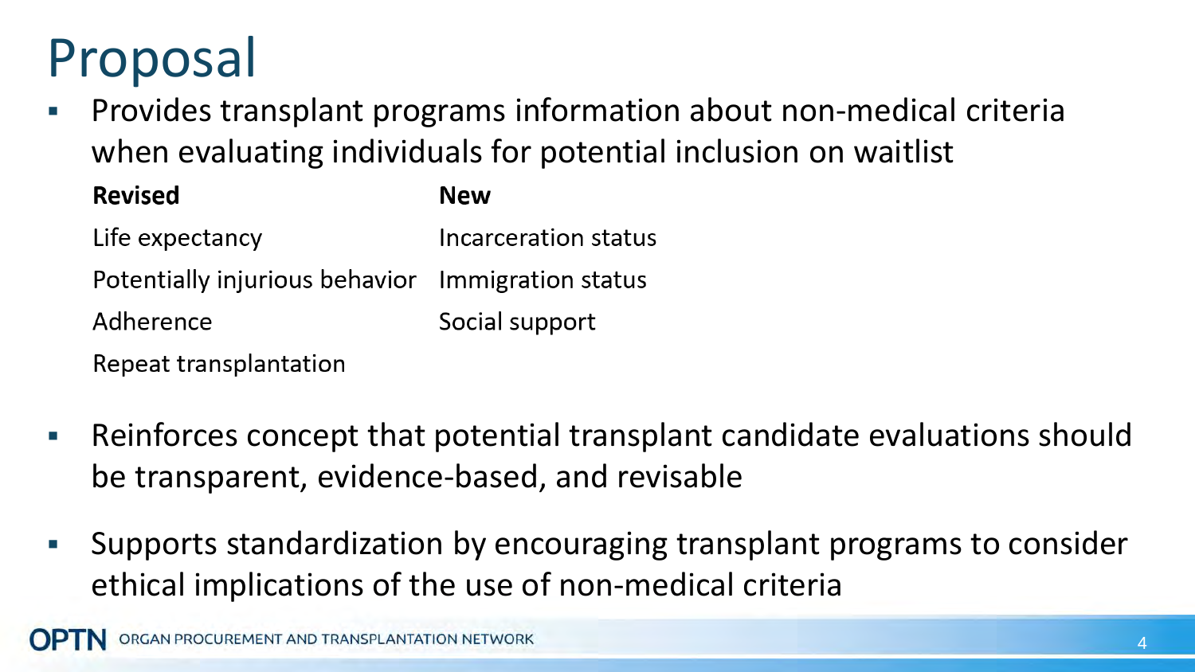# Proposal

- Provides transplant programs information about non-medical criteria when evaluating individuals for potential inclusion on waitlist

| Revised | New |
| --- | --- |
| Life expectancy | Incarceration status |
| Potentially injurious behavior | Immigration status |
| Adherence | Social support |
| Repeat transplantation | |

- Reinforces concept that potential transplant candidate evaluations should be transparent, evidence-based, and revisable
- Supports standardization by encouraging transplant programs to consider ethical implications of the use of non-medical criteria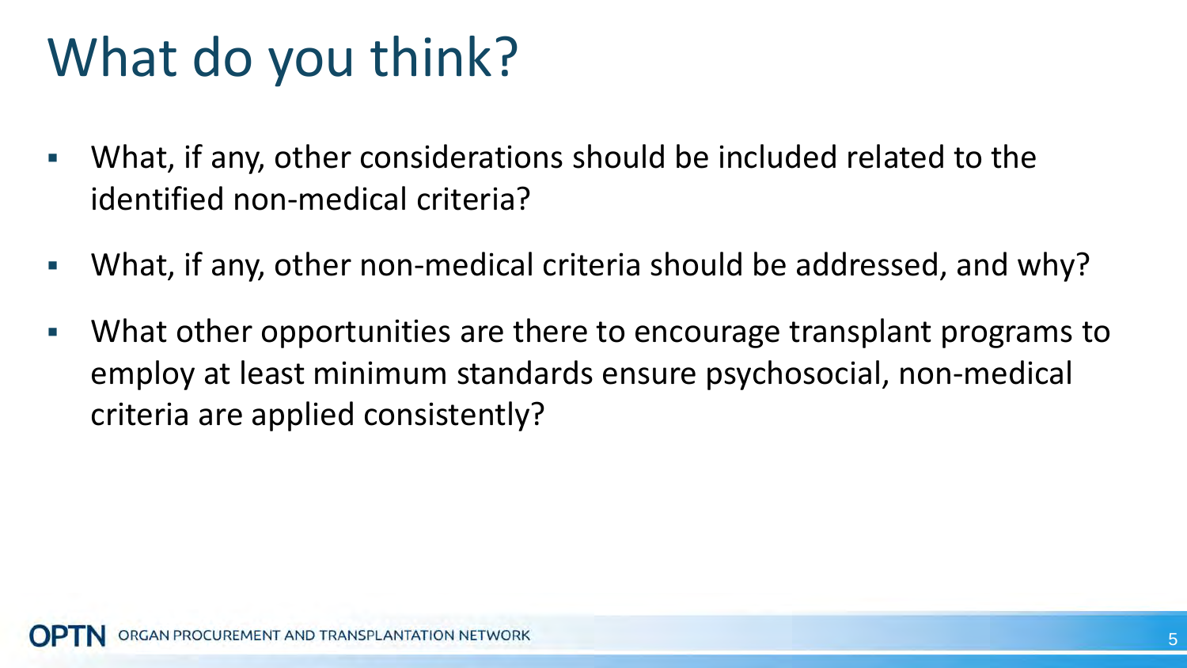# What do you think?

- What, if any, other considerations should be included related to the identified non-medical criteria?
- What, if any, other non-medical criteria should be addressed, and why?
- What other opportunities are there to encourage transplant programs to employ at least minimum standards ensure psychosocial, non-medical criteria are applied consistently?